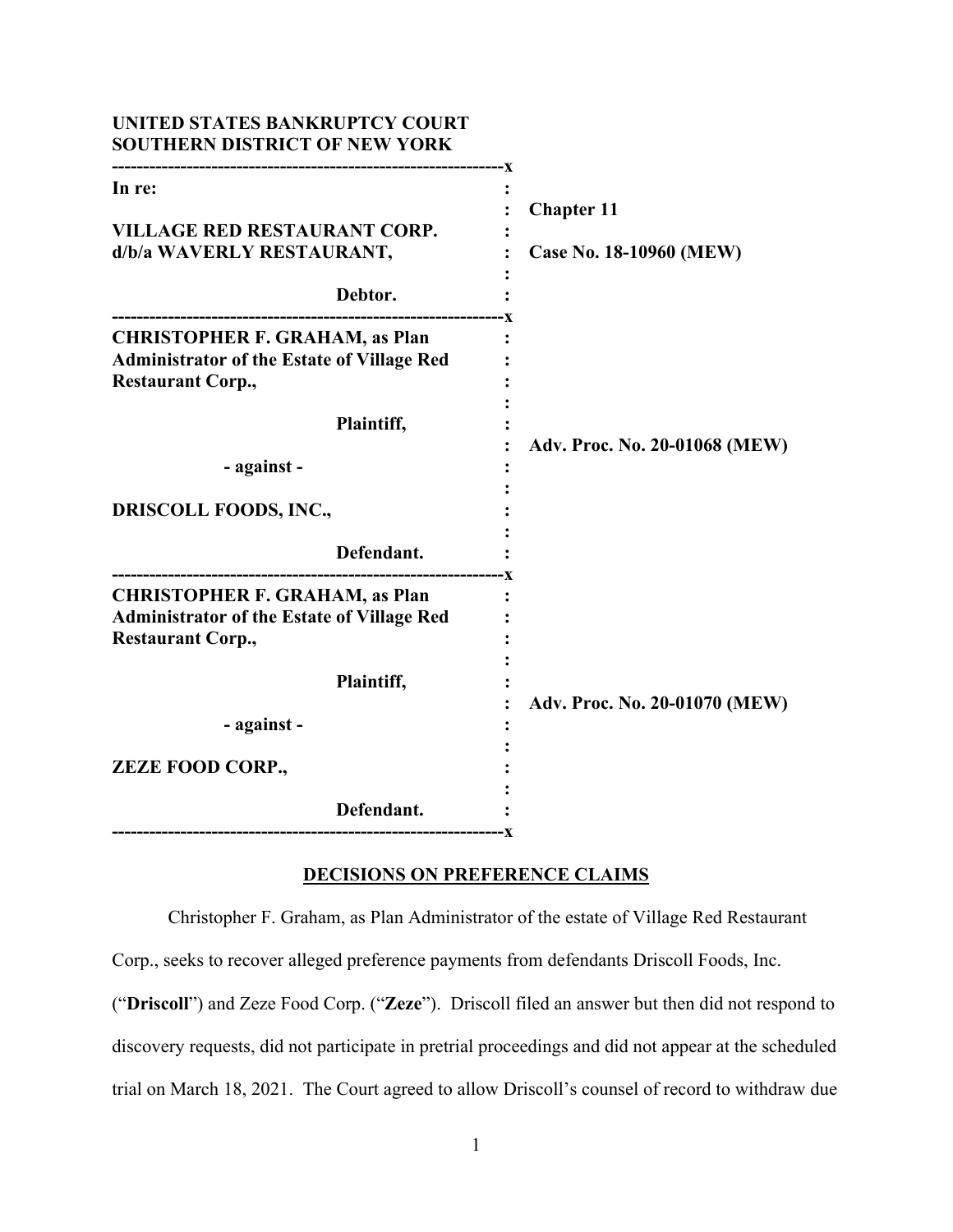**UNITED STATES BANKRUPTCY COURT**
**SOUTHERN DISTRICT OF NEW YORK**

| | |
|---|---|
| **In re:** | |
| **VILLAGE RED RESTAURANT CORP. d/b/a WAVERLY RESTAURANT,** | **Chapter 11** |
| **Debtor.** | **Case No. 18-10960 (MEW)** |
| **CHRISTOPHER F. GRAHAM, as Plan Administrator of the Estate of Village Red Restaurant Corp., Plaintiff, - against - DRISCOLL FOODS, INC., Defendant.** | **Adv. Proc. No. 20-01068 (MEW)** |
| **CHRISTOPHER F. GRAHAM, as Plan Administrator of the Estate of Village Red Restaurant Corp., Plaintiff, - against - ZEZE FOOD CORP., Defendant.** | **Adv. Proc. No. 20-01070 (MEW)** |

**DECISIONS ON PREFERENCE CLAIMS**

Christopher F. Graham, as Plan Administrator of the estate of Village Red Restaurant Corp., seeks to recover alleged preference payments from defendants Driscoll Foods, Inc. ("**Driscoll**") and Zeze Food Corp. ("**Zeze**"). Driscoll filed an answer but then did not respond to discovery requests, did not participate in pretrial proceedings and did not appear at the scheduled trial on March 18, 2021. The Court agreed to allow Driscoll's counsel of record to withdraw due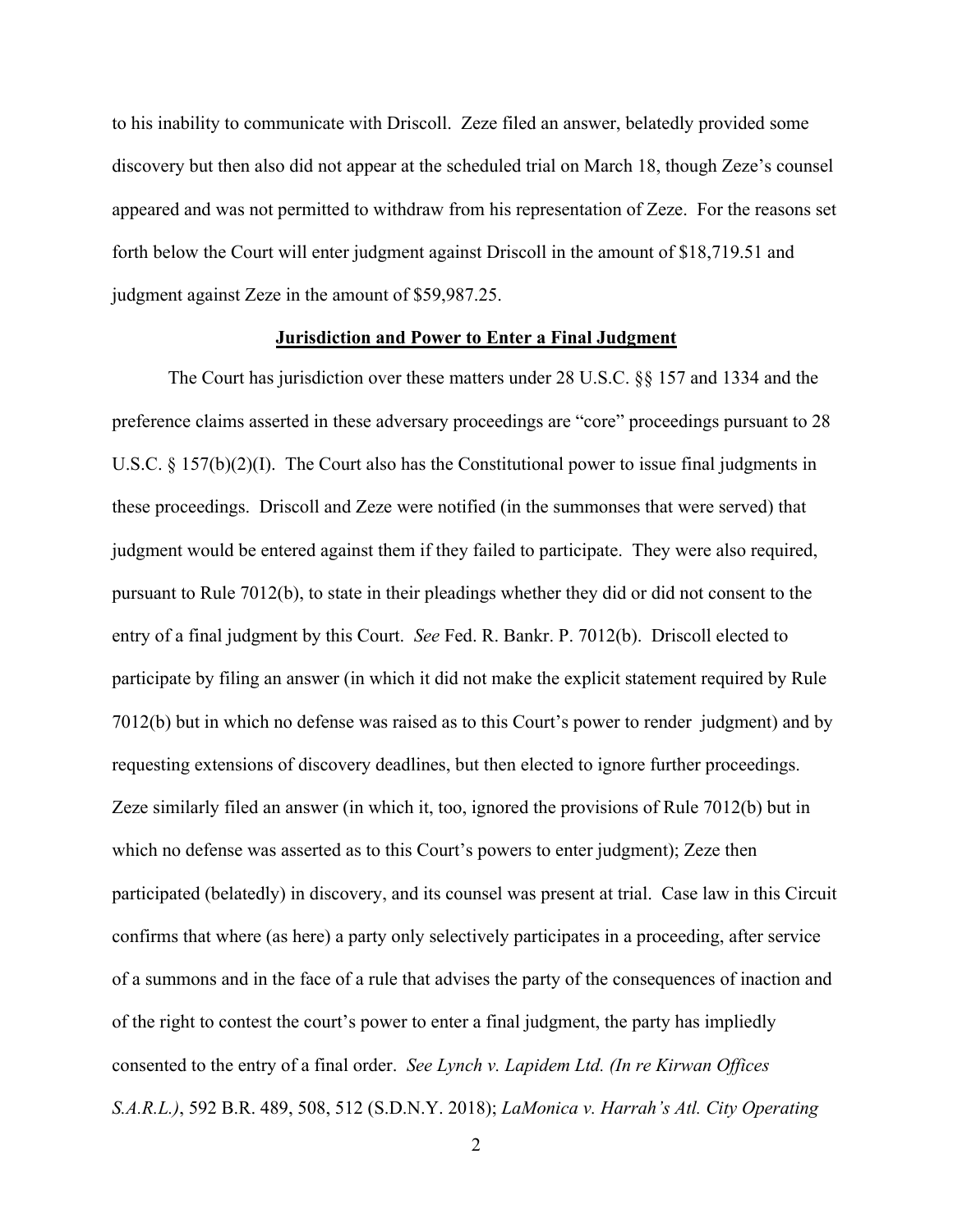to his inability to communicate with Driscoll. Zeze filed an answer, belatedly provided some discovery but then also did not appear at the scheduled trial on March 18, though Zeze's counsel appeared and was not permitted to withdraw from his representation of Zeze. For the reasons set forth below the Court will enter judgment against Driscoll in the amount of $18,719.51 and judgment against Zeze in the amount of $59,987.25.

**Jurisdiction and Power to Enter a Final Judgment**

The Court has jurisdiction over these matters under 28 U.S.C. §§ 157 and 1334 and the preference claims asserted in these adversary proceedings are "core" proceedings pursuant to 28 U.S.C. § 157(b)(2)(I). The Court also has the Constitutional power to issue final judgments in these proceedings. Driscoll and Zeze were notified (in the summonses that were served) that judgment would be entered against them if they failed to participate. They were also required, pursuant to Rule 7012(b), to state in their pleadings whether they did or did not consent to the entry of a final judgment by this Court. *See* Fed. R. Bankr. P. 7012(b). Driscoll elected to participate by filing an answer (in which it did not make the explicit statement required by Rule 7012(b) but in which no defense was raised as to this Court's power to render judgment) and by requesting extensions of discovery deadlines, but then elected to ignore further proceedings. Zeze similarly filed an answer (in which it, too, ignored the provisions of Rule 7012(b) but in which no defense was asserted as to this Court's powers to enter judgment); Zeze then participated (belatedly) in discovery, and its counsel was present at trial. Case law in this Circuit confirms that where (as here) a party only selectively participates in a proceeding, after service of a summons and in the face of a rule that advises the party of the consequences of inaction and of the right to contest the court's power to enter a final judgment, the party has impliedly consented to the entry of a final order. *See Lynch v. Lapidem Ltd. (In re Kirwan Offices S.A.R.L.)*, 592 B.R. 489, 508, 512 (S.D.N.Y. 2018); *LaMonica v. Harrah's Atl. City Operating*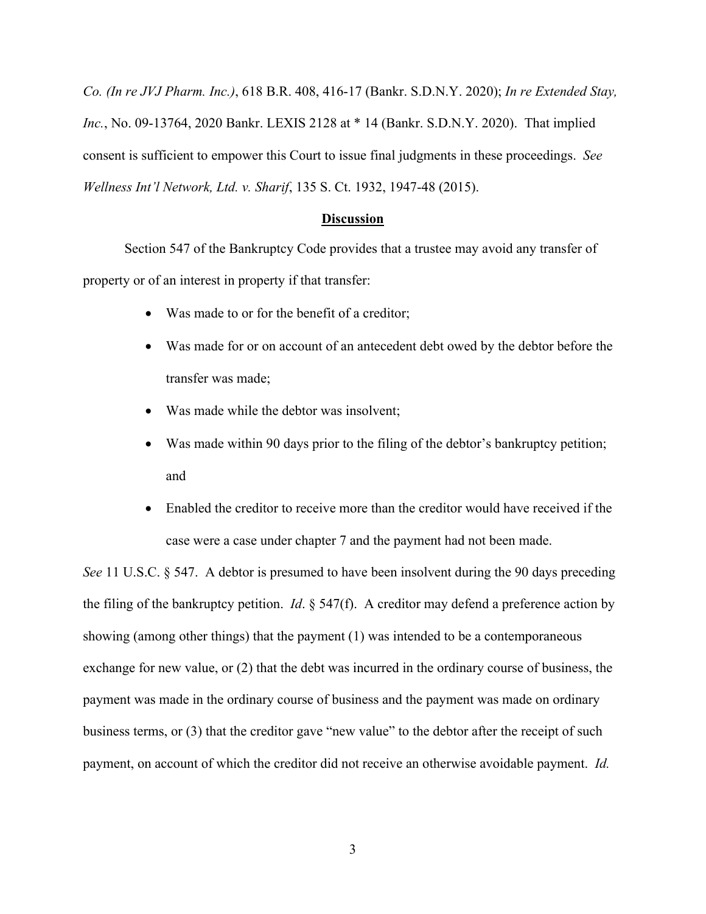*Co. (In re JVJ Pharm. Inc.)*, 618 B.R. 408, 416-17 (Bankr. S.D.N.Y. 2020); *In re Extended Stay, Inc.*, No. 09-13764, 2020 Bankr. LEXIS 2128 at * 14 (Bankr. S.D.N.Y. 2020). That implied consent is sufficient to empower this Court to issue final judgments in these proceedings. *See Wellness Int'l Network, Ltd. v. Sharif*, 135 S. Ct. 1932, 1947-48 (2015).

**Discussion**

Section 547 of the Bankruptcy Code provides that a trustee may avoid any transfer of property or of an interest in property if that transfer:

- Was made to or for the benefit of a creditor;
- Was made for or on account of an antecedent debt owed by the debtor before the transfer was made;
- Was made while the debtor was insolvent;
- Was made within 90 days prior to the filing of the debtor's bankruptcy petition; and
- Enabled the creditor to receive more than the creditor would have received if the case were a case under chapter 7 and the payment had not been made.

*See* 11 U.S.C. § 547. A debtor is presumed to have been insolvent during the 90 days preceding the filing of the bankruptcy petition. *Id*. § 547(f). A creditor may defend a preference action by showing (among other things) that the payment (1) was intended to be a contemporaneous exchange for new value, or (2) that the debt was incurred in the ordinary course of business, the payment was made in the ordinary course of business and the payment was made on ordinary business terms, or (3) that the creditor gave "new value" to the debtor after the receipt of such payment, on account of which the creditor did not receive an otherwise avoidable payment. *Id.*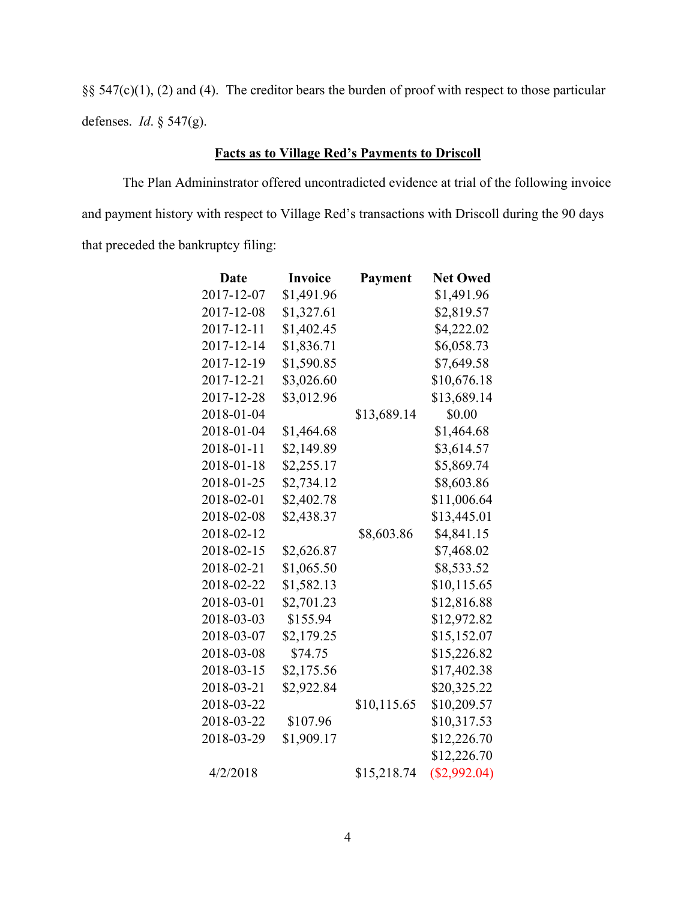§§ 547(c)(1), (2) and (4). The creditor bears the burden of proof with respect to those particular defenses. *Id*. § 547(g).

**Facts as to Village Red's Payments to Driscoll**

The Plan Admininstrator offered uncontradicted evidence at trial of the following invoice and payment history with respect to Village Red's transactions with Driscoll during the 90 days that preceded the bankruptcy filing:

| Date | Invoice | Payment | Net Owed |
|---|---|---|---|
| 2017-12-07 | $1,491.96 | | $1,491.96 |
| 2017-12-08 | $1,327.61 | | $2,819.57 |
| 2017-12-11 | $1,402.45 | | $4,222.02 |
| 2017-12-14 | $1,836.71 | | $6,058.73 |
| 2017-12-19 | $1,590.85 | | $7,649.58 |
| 2017-12-21 | $3,026.60 | | $10,676.18 |
| 2017-12-28 | $3,012.96 | | $13,689.14 |
| 2018-01-04 | | $13,689.14 | $0.00 |
| 2018-01-04 | $1,464.68 | | $1,464.68 |
| 2018-01-11 | $2,149.89 | | $3,614.57 |
| 2018-01-18 | $2,255.17 | | $5,869.74 |
| 2018-01-25 | $2,734.12 | | $8,603.86 |
| 2018-02-01 | $2,402.78 | | $11,006.64 |
| 2018-02-08 | $2,438.37 | | $13,445.01 |
| 2018-02-12 | | $8,603.86 | $4,841.15 |
| 2018-02-15 | $2,626.87 | | $7,468.02 |
| 2018-02-21 | $1,065.50 | | $8,533.52 |
| 2018-02-22 | $1,582.13 | | $10,115.65 |
| 2018-03-01 | $2,701.23 | | $12,816.88 |
| 2018-03-03 | $155.94 | | $12,972.82 |
| 2018-03-07 | $2,179.25 | | $15,152.07 |
| 2018-03-08 | $74.75 | | $15,226.82 |
| 2018-03-15 | $2,175.56 | | $17,402.38 |
| 2018-03-21 | $2,922.84 | | $20,325.22 |
| 2018-03-22 | | $10,115.65 | $10,209.57 |
| 2018-03-22 | $107.96 | | $10,317.53 |
| 2018-03-29 | $1,909.17 | | $12,226.70 |
| | | | $12,226.70 |
| 4/2/2018 | | $15,218.74 | ($2,992.04) |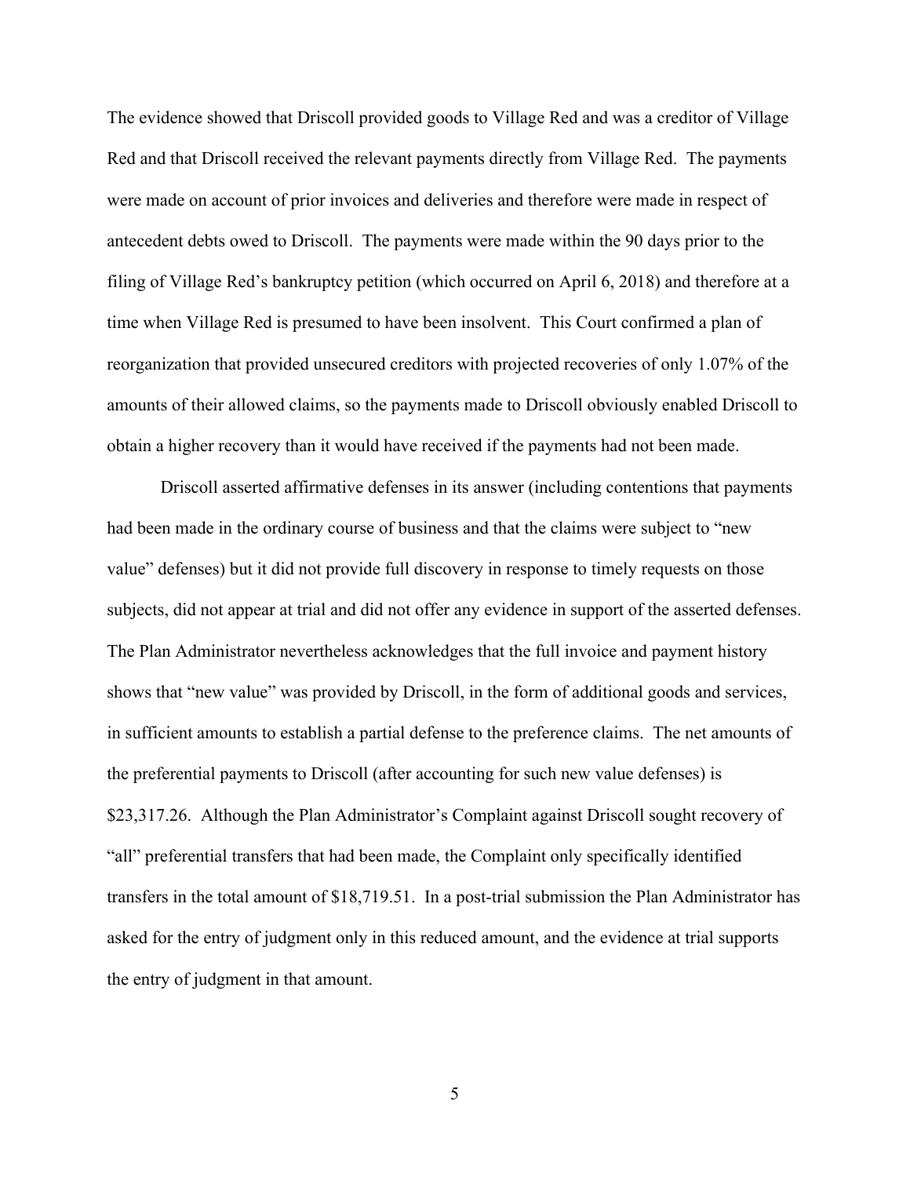The evidence showed that Driscoll provided goods to Village Red and was a creditor of Village Red and that Driscoll received the relevant payments directly from Village Red. The payments were made on account of prior invoices and deliveries and therefore were made in respect of antecedent debts owed to Driscoll. The payments were made within the 90 days prior to the filing of Village Red's bankruptcy petition (which occurred on April 6, 2018) and therefore at a time when Village Red is presumed to have been insolvent. This Court confirmed a plan of reorganization that provided unsecured creditors with projected recoveries of only 1.07% of the amounts of their allowed claims, so the payments made to Driscoll obviously enabled Driscoll to obtain a higher recovery than it would have received if the payments had not been made.

Driscoll asserted affirmative defenses in its answer (including contentions that payments had been made in the ordinary course of business and that the claims were subject to "new value" defenses) but it did not provide full discovery in response to timely requests on those subjects, did not appear at trial and did not offer any evidence in support of the asserted defenses. The Plan Administrator nevertheless acknowledges that the full invoice and payment history shows that "new value" was provided by Driscoll, in the form of additional goods and services, in sufficient amounts to establish a partial defense to the preference claims. The net amounts of the preferential payments to Driscoll (after accounting for such new value defenses) is $23,317.26. Although the Plan Administrator's Complaint against Driscoll sought recovery of "all" preferential transfers that had been made, the Complaint only specifically identified transfers in the total amount of $18,719.51. In a post-trial submission the Plan Administrator has asked for the entry of judgment only in this reduced amount, and the evidence at trial supports the entry of judgment in that amount.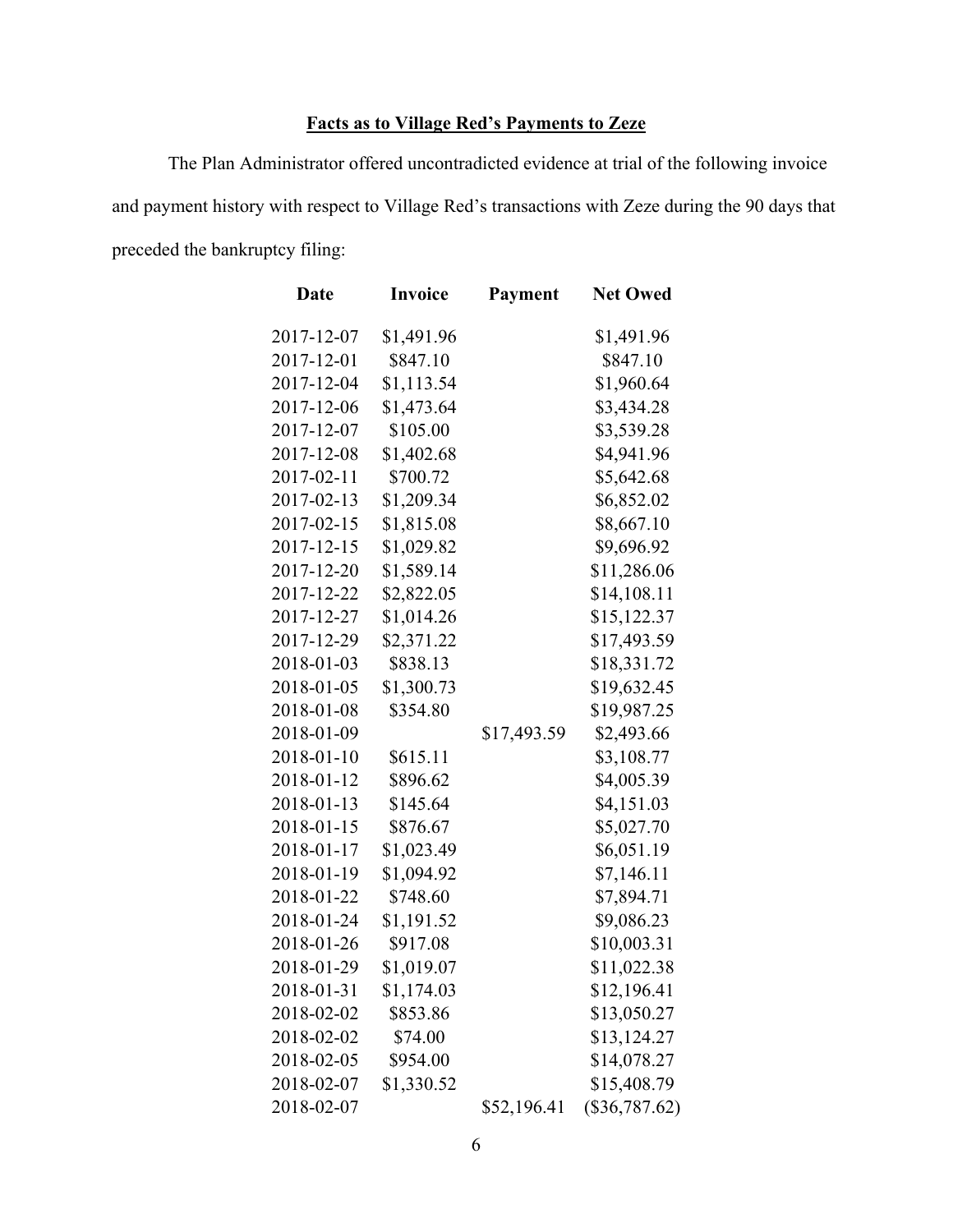**Facts as to Village Red's Payments to Zeze**

The Plan Administrator offered uncontradicted evidence at trial of the following invoice and payment history with respect to Village Red's transactions with Zeze during the 90 days that preceded the bankruptcy filing:

| Date | Invoice | Payment | Net Owed |
|---|---|---|---|
| 2017-12-07 | $1,491.96 | | $1,491.96 |
| 2017-12-01 | $847.10 | | $847.10 |
| 2017-12-04 | $1,113.54 | | $1,960.64 |
| 2017-12-06 | $1,473.64 | | $3,434.28 |
| 2017-12-07 | $105.00 | | $3,539.28 |
| 2017-12-08 | $1,402.68 | | $4,941.96 |
| 2017-02-11 | $700.72 | | $5,642.68 |
| 2017-02-13 | $1,209.34 | | $6,852.02 |
| 2017-02-15 | $1,815.08 | | $8,667.10 |
| 2017-12-15 | $1,029.82 | | $9,696.92 |
| 2017-12-20 | $1,589.14 | | $11,286.06 |
| 2017-12-22 | $2,822.05 | | $14,108.11 |
| 2017-12-27 | $1,014.26 | | $15,122.37 |
| 2017-12-29 | $2,371.22 | | $17,493.59 |
| 2018-01-03 | $838.13 | | $18,331.72 |
| 2018-01-05 | $1,300.73 | | $19,632.45 |
| 2018-01-08 | $354.80 | | $19,987.25 |
| 2018-01-09 | | $17,493.59 | $2,493.66 |
| 2018-01-10 | $615.11 | | $3,108.77 |
| 2018-01-12 | $896.62 | | $4,005.39 |
| 2018-01-13 | $145.64 | | $4,151.03 |
| 2018-01-15 | $876.67 | | $5,027.70 |
| 2018-01-17 | $1,023.49 | | $6,051.19 |
| 2018-01-19 | $1,094.92 | | $7,146.11 |
| 2018-01-22 | $748.60 | | $7,894.71 |
| 2018-01-24 | $1,191.52 | | $9,086.23 |
| 2018-01-26 | $917.08 | | $10,003.31 |
| 2018-01-29 | $1,019.07 | | $11,022.38 |
| 2018-01-31 | $1,174.03 | | $12,196.41 |
| 2018-02-02 | $853.86 | | $13,050.27 |
| 2018-02-02 | $74.00 | | $13,124.27 |
| 2018-02-05 | $954.00 | | $14,078.27 |
| 2018-02-07 | $1,330.52 | | $15,408.79 |
| 2018-02-07 | | $52,196.41 | ($36,787.62) |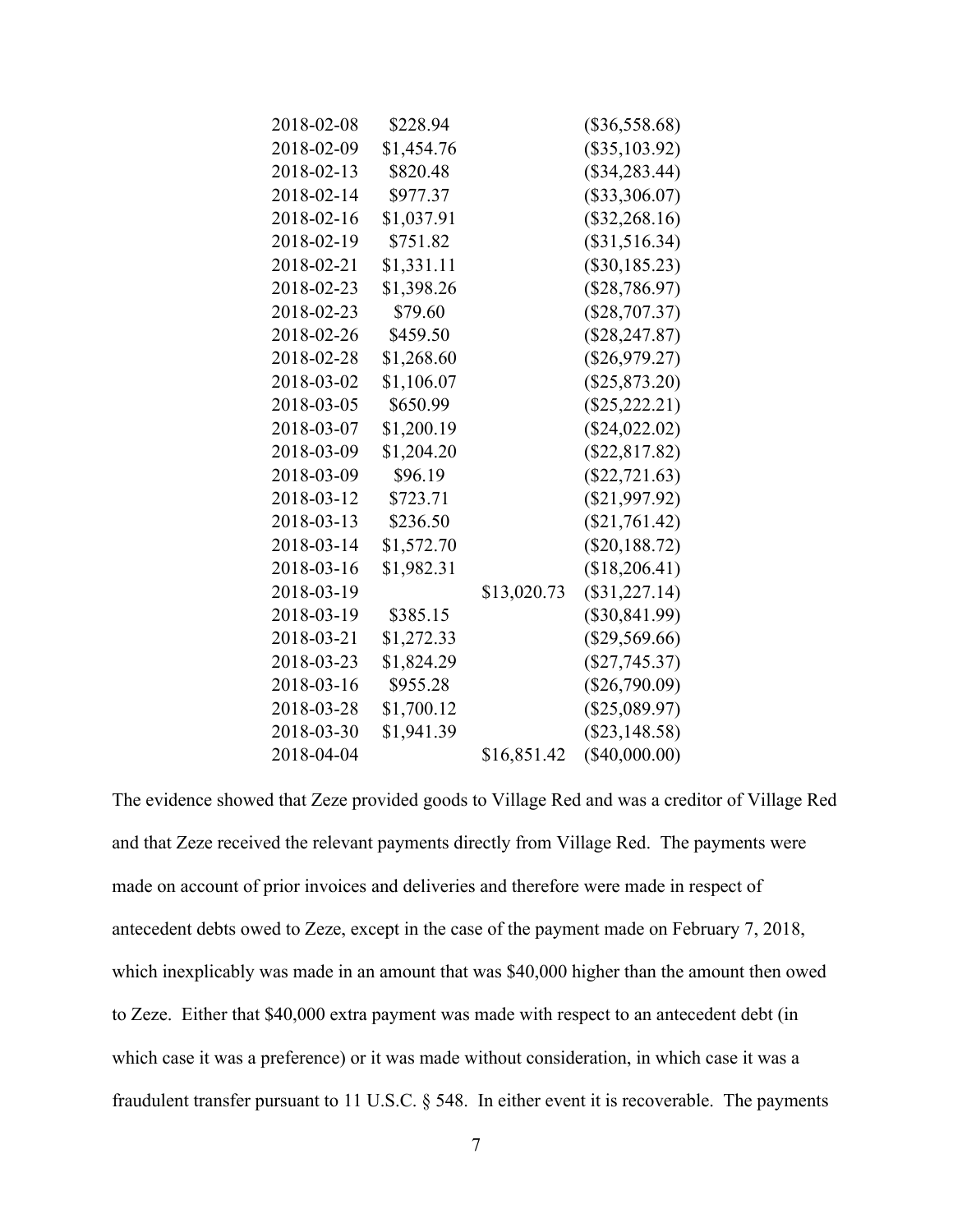| | | | |
|---|---|---|---|
| 2018-02-08 | \$228.94 | | (\$36,558.68) |
| 2018-02-09 | \$1,454.76 | | (\$35,103.92) |
| 2018-02-13 | \$820.48 | | (\$34,283.44) |
| 2018-02-14 | \$977.37 | | (\$33,306.07) |
| 2018-02-16 | \$1,037.91 | | (\$32,268.16) |
| 2018-02-19 | \$751.82 | | (\$31,516.34) |
| 2018-02-21 | \$1,331.11 | | (\$30,185.23) |
| 2018-02-23 | \$1,398.26 | | (\$28,786.97) |
| 2018-02-23 | \$79.60 | | (\$28,707.37) |
| 2018-02-26 | \$459.50 | | (\$28,247.87) |
| 2018-02-28 | \$1,268.60 | | (\$26,979.27) |
| 2018-03-02 | \$1,106.07 | | (\$25,873.20) |
| 2018-03-05 | \$650.99 | | (\$25,222.21) |
| 2018-03-07 | \$1,200.19 | | (\$24,022.02) |
| 2018-03-09 | \$1,204.20 | | (\$22,817.82) |
| 2018-03-09 | \$96.19 | | (\$22,721.63) |
| 2018-03-12 | \$723.71 | | (\$21,997.92) |
| 2018-03-13 | \$236.50 | | (\$21,761.42) |
| 2018-03-14 | \$1,572.70 | | (\$20,188.72) |
| 2018-03-16 | \$1,982.31 | | (\$18,206.41) |
| 2018-03-19 | | \$13,020.73 | (\$31,227.14) |
| 2018-03-19 | \$385.15 | | (\$30,841.99) |
| 2018-03-21 | \$1,272.33 | | (\$29,569.66) |
| 2018-03-23 | \$1,824.29 | | (\$27,745.37) |
| 2018-03-16 | \$955.28 | | (\$26,790.09) |
| 2018-03-28 | \$1,700.12 | | (\$25,089.97) |
| 2018-03-30 | \$1,941.39 | | (\$23,148.58) |
| 2018-04-04 | | \$16,851.42 | (\$40,000.00) |

The evidence showed that Zeze provided goods to Village Red and was a creditor of Village Red and that Zeze received the relevant payments directly from Village Red. The payments were made on account of prior invoices and deliveries and therefore were made in respect of antecedent debts owed to Zeze, except in the case of the payment made on February 7, 2018, which inexplicably was made in an amount that was \$40,000 higher than the amount then owed to Zeze. Either that \$40,000 extra payment was made with respect to an antecedent debt (in which case it was a preference) or it was made without consideration, in which case it was a fraudulent transfer pursuant to 11 U.S.C. § 548. In either event it is recoverable. The payments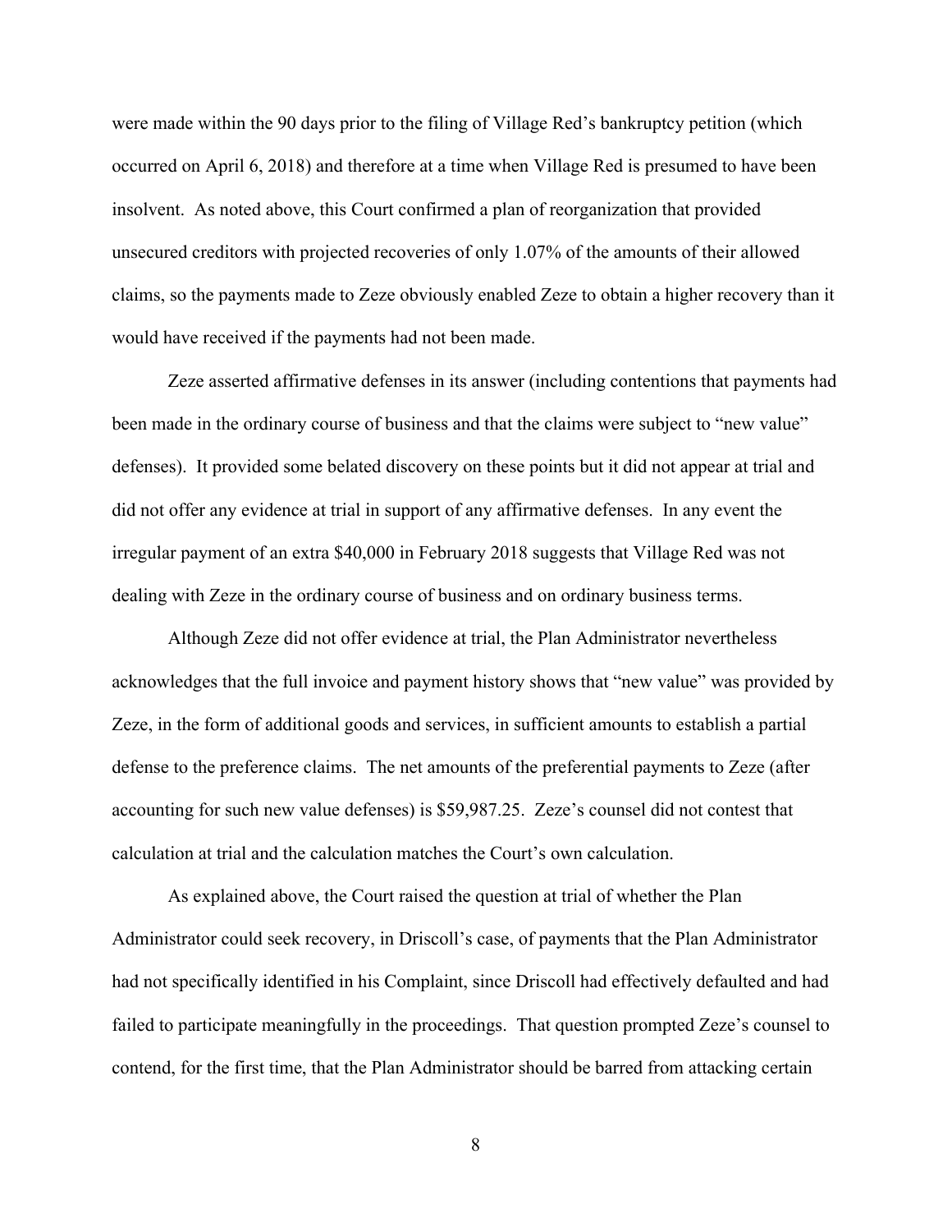were made within the 90 days prior to the filing of Village Red's bankruptcy petition (which occurred on April 6, 2018) and therefore at a time when Village Red is presumed to have been insolvent. As noted above, this Court confirmed a plan of reorganization that provided unsecured creditors with projected recoveries of only 1.07% of the amounts of their allowed claims, so the payments made to Zeze obviously enabled Zeze to obtain a higher recovery than it would have received if the payments had not been made.

Zeze asserted affirmative defenses in its answer (including contentions that payments had been made in the ordinary course of business and that the claims were subject to "new value" defenses). It provided some belated discovery on these points but it did not appear at trial and did not offer any evidence at trial in support of any affirmative defenses. In any event the irregular payment of an extra $40,000 in February 2018 suggests that Village Red was not dealing with Zeze in the ordinary course of business and on ordinary business terms.

Although Zeze did not offer evidence at trial, the Plan Administrator nevertheless acknowledges that the full invoice and payment history shows that "new value" was provided by Zeze, in the form of additional goods and services, in sufficient amounts to establish a partial defense to the preference claims. The net amounts of the preferential payments to Zeze (after accounting for such new value defenses) is $59,987.25. Zeze's counsel did not contest that calculation at trial and the calculation matches the Court's own calculation.

As explained above, the Court raised the question at trial of whether the Plan Administrator could seek recovery, in Driscoll's case, of payments that the Plan Administrator had not specifically identified in his Complaint, since Driscoll had effectively defaulted and had failed to participate meaningfully in the proceedings. That question prompted Zeze's counsel to contend, for the first time, that the Plan Administrator should be barred from attacking certain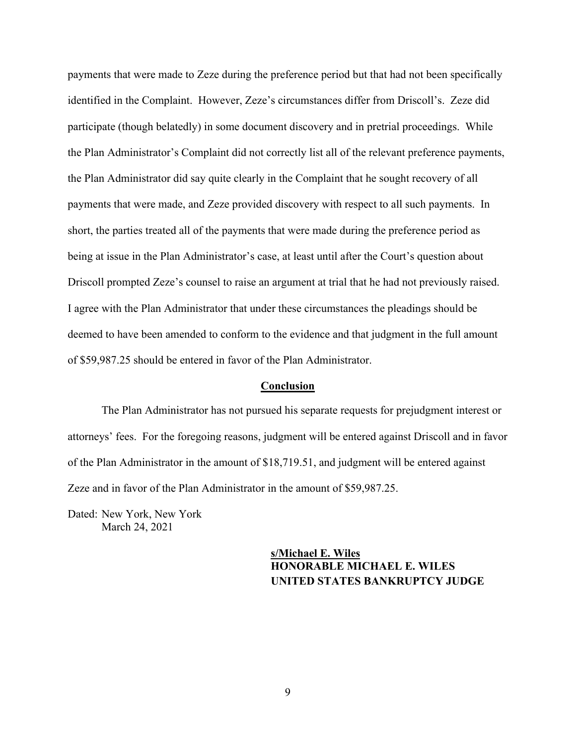payments that were made to Zeze during the preference period but that had not been specifically identified in the Complaint. However, Zeze's circumstances differ from Driscoll's. Zeze did participate (though belatedly) in some document discovery and in pretrial proceedings. While the Plan Administrator's Complaint did not correctly list all of the relevant preference payments, the Plan Administrator did say quite clearly in the Complaint that he sought recovery of all payments that were made, and Zeze provided discovery with respect to all such payments. In short, the parties treated all of the payments that were made during the preference period as being at issue in the Plan Administrator's case, at least until after the Court's question about Driscoll prompted Zeze's counsel to raise an argument at trial that he had not previously raised. I agree with the Plan Administrator that under these circumstances the pleadings should be deemed to have been amended to conform to the evidence and that judgment in the full amount of $59,987.25 should be entered in favor of the Plan Administrator.

## Conclusion

The Plan Administrator has not pursued his separate requests for prejudgment interest or attorneys' fees. For the foregoing reasons, judgment will be entered against Driscoll and in favor of the Plan Administrator in the amount of $18,719.51, and judgment will be entered against Zeze and in favor of the Plan Administrator in the amount of $59,987.25.

Dated: New York, New York
March 24, 2021

**s/Michael E. Wiles**
**HONORABLE MICHAEL E. WILES**
**UNITED STATES BANKRUPTCY JUDGE**